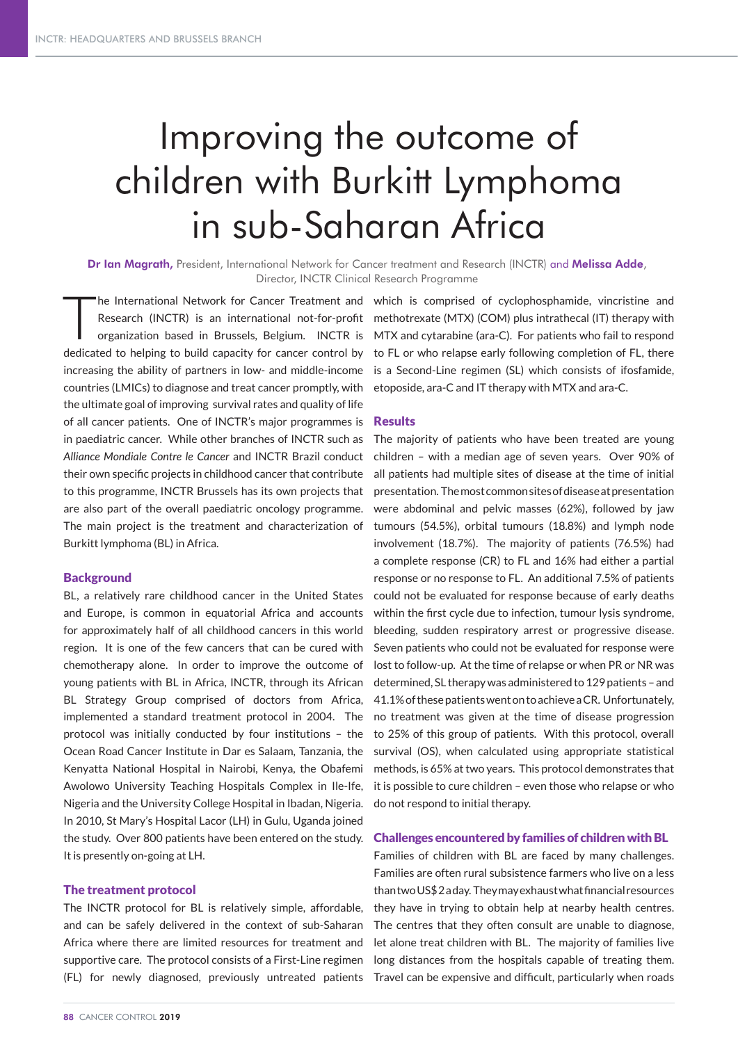# Improving the outcome of children with Burkitt Lymphoma in sub-Saharan Africa

**Dr Ian Magrath,** President, International Network for Cancer treatment and Research (INCTR) and **Melissa Adde**, Director, INCTR Clinical Research Programme

The International Network for Cancer Treatment and Research (INCTR) is an international not-for-profit organization based in Brussels, Belgium. INCTR is dedicated to helping to build capacity for cancer control by increasing the ability of partners in low- and middle-income countries (LMICs) to diagnose and treat cancer promptly, with the ultimate goal of improving survival rates and quality of life of all cancer patients. One of INCTR's major programmes is in paediatric cancer. While other branches of INCTR such as *Alliance Mondiale Contre le Cancer* and INCTR Brazil conduct their own specific projects in childhood cancer that contribute to this programme, INCTR Brussels has its own projects that are also part of the overall paediatric oncology programme. The main project is the treatment and characterization of Burkitt lymphoma (BL) in Africa.

## Background

BL, a relatively rare childhood cancer in the United States and Europe, is common in equatorial Africa and accounts for approximately half of all childhood cancers in this world region. It is one of the few cancers that can be cured with chemotherapy alone. In order to improve the outcome of young patients with BL in Africa, INCTR, through its African BL Strategy Group comprised of doctors from Africa, implemented a standard treatment protocol in 2004. The protocol was initially conducted by four institutions – the Ocean Road Cancer Institute in Dar es Salaam, Tanzania, the Kenyatta National Hospital in Nairobi, Kenya, the Obafemi Awolowo University Teaching Hospitals Complex in Ile-Ife, Nigeria and the University College Hospital in Ibadan, Nigeria. In 2010, St Mary's Hospital Lacor (LH) in Gulu, Uganda joined the study. Over 800 patients have been entered on the study. It is presently on-going at LH.

## The treatment protocol

The INCTR protocol for BL is relatively simple, affordable, and can be safely delivered in the context of sub-Saharan Africa where there are limited resources for treatment and supportive care. The protocol consists of a First-Line regimen (FL) for newly diagnosed, previously untreated patients which is comprised of cyclophosphamide, vincristine and methotrexate (MTX) (COM) plus intrathecal (IT) therapy with MTX and cytarabine (ara-C). For patients who fail to respond to FL or who relapse early following completion of FL, there is a Second-Line regimen (SL) which consists of ifosfamide, etoposide, ara-C and IT therapy with MTX and ara-C.

## Results

The majority of patients who have been treated are young children – with a median age of seven years. Over 90% of all patients had multiple sites of disease at the time of initial presentation. The most common sites of disease at presentation were abdominal and pelvic masses (62%), followed by jaw tumours (54.5%), orbital tumours (18.8%) and lymph node involvement (18.7%). The majority of patients (76.5%) had a complete response (CR) to FL and 16% had either a partial response or no response to FL. An additional 7.5% of patients could not be evaluated for response because of early deaths within the first cycle due to infection, tumour lysis syndrome, bleeding, sudden respiratory arrest or progressive disease. Seven patients who could not be evaluated for response were lost to follow-up. At the time of relapse or when PR or NR was determined, SL therapy was administered to 129 patients – and 41.1% of these patients went on to achieve a CR. Unfortunately, no treatment was given at the time of disease progression to 25% of this group of patients. With this protocol, overall survival (OS), when calculated using appropriate statistical methods, is 65% at two years. This protocol demonstrates that it is possible to cure children – even those who relapse or who do not respond to initial therapy.

## Challenges encountered by families of children with BL

Families of children with BL are faced by many challenges. Families are often rural subsistence farmers who live on a less than two US$ 2 a day. They may exhaust what financial resources they have in trying to obtain help at nearby health centres. The centres that they often consult are unable to diagnose, let alone treat children with BL. The majority of families live long distances from the hospitals capable of treating them. Travel can be expensive and difficult, particularly when roads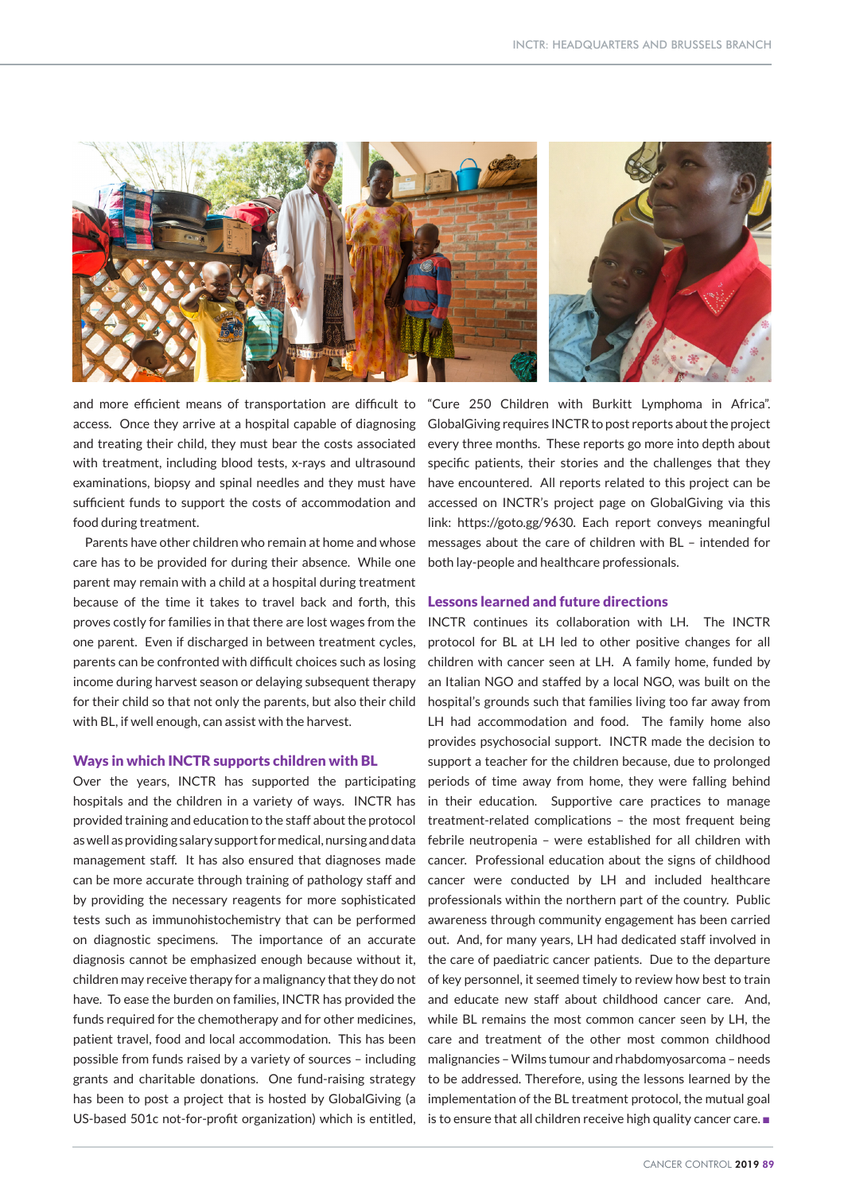and more efficient means of transportation are difficult to access. Once they arrive at a hospital capable of diagnosing and treating their child, they must bear the costs associated with treatment, including blood tests, x-rays and ultrasound examinations, biopsy and spinal needles and they must have sufficient funds to support the costs of accommodation and food during treatment.

Parents have other children who remain at home and whose care has to be provided for during their absence. While one parent may remain with a child at a hospital during treatment because of the time it takes to travel back and forth, this proves costly for families in that there are lost wages from the one parent. Even if discharged in between treatment cycles, parents can be confronted with difficult choices such as losing income during harvest season or delaying subsequent therapy for their child so that not only the parents, but also their child with BL, if well enough, can assist with the harvest.

## Ways in which INCTR supports children with BL

Over the years, INCTR has supported the participating hospitals and the children in a variety of ways. INCTR has provided training and education to the staff about the protocol as well as providing salary support for medical, nursing and data management staff. It has also ensured that diagnoses made can be more accurate through training of pathology staff and by providing the necessary reagents for more sophisticated tests such as immunohistochemistry that can be performed on diagnostic specimens. The importance of an accurate diagnosis cannot be emphasized enough because without it, children may receive therapy for a malignancy that they do not have. To ease the burden on families, INCTR has provided the funds required for the chemotherapy and for other medicines, patient travel, food and local accommodation. This has been possible from funds raised by a variety of sources – including grants and charitable donations. One fund-raising strategy has been to post a project that is hosted by GlobalGiving (a US-based 501c not-for-profit organization) which is entitled, "Cure 250 Children with Burkitt Lymphoma in Africa". GlobalGiving requires INCTR to post reports about the project every three months. These reports go more into depth about specific patients, their stories and the challenges that they have encountered. All reports related to this project can be accessed on INCTR's project page on GlobalGiving via this link: https://goto.gg/9630. Each report conveys meaningful messages about the care of children with BL – intended for both lay-people and healthcare professionals.

## Lessons learned and future directions

INCTR continues its collaboration with LH. The INCTR protocol for BL at LH led to other positive changes for all children with cancer seen at LH. A family home, funded by an Italian NGO and staffed by a local NGO, was built on the hospital's grounds such that families living too far away from LH had accommodation and food. The family home also provides psychosocial support. INCTR made the decision to support a teacher for the children because, due to prolonged periods of time away from home, they were falling behind in their education. Supportive care practices to manage treatment-related complications – the most frequent being febrile neutropenia – were established for all children with cancer. Professional education about the signs of childhood cancer were conducted by LH and included healthcare professionals within the northern part of the country. Public awareness through community engagement has been carried out. And, for many years, LH had dedicated staff involved in the care of paediatric cancer patients. Due to the departure of key personnel, it seemed timely to review how best to train and educate new staff about childhood cancer care. And, while BL remains the most common cancer seen by LH, the care and treatment of the other most common childhood malignancies – Wilms tumour and rhabdomyosarcoma – needs to be addressed. Therefore, using the lessons learned by the implementation of the BL treatment protocol, the mutual goal is to ensure that all children receive high quality cancer care. ■